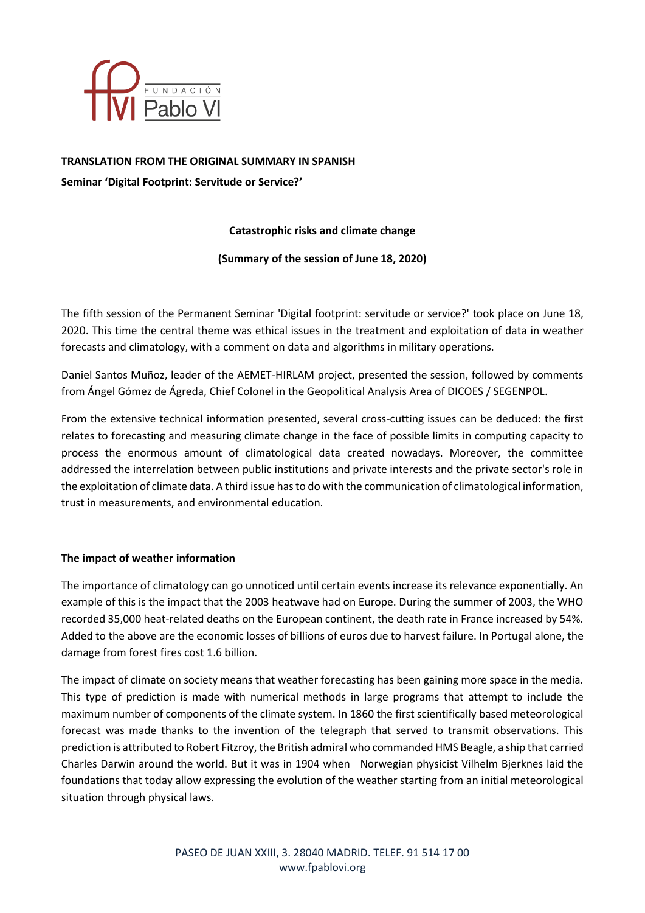**TRANSLATION FROM THE ORIGINAL SUMMARY IN SPANISH**

**Seminar 'Digital Footprint: Servitude or Service?'**

**Catastrophic risks and climate change**

**(Summary of the session of June 18, 2020)**

The fifth session of the Permanent Seminar 'Digital footprint: servitude or service?' took place on June 18, 2020. This time the central theme was ethical issues in the treatment and exploitation of data in weather forecasts and climatology, with a comment on data and algorithms in military operations.

Daniel Santos Muñoz, leader of the AEMET-HIRLAM project, presented the session, followed by comments from Ángel Gómez de Ágreda, Chief Colonel in the Geopolitical Analysis Area of DICOES / SEGENPOL.

From the extensive technical information presented, several cross-cutting issues can be deduced: the first relates to forecasting and measuring climate change in the face of possible limits in computing capacity to process the enormous amount of climatological data created nowadays. Moreover, the committee addressed the interrelation between public institutions and private interests and the private sector's role in the exploitation of climate data. A third issue has to do with the communication of climatological information, trust in measurements, and environmental education.

**The impact of weather information**

The importance of climatology can go unnoticed until certain events increase its relevance exponentially. An example of this is the impact that the 2003 heatwave had on Europe. During the summer of 2003, the WHO recorded 35,000 heat-related deaths on the European continent, the death rate in France increased by 54%. Added to the above are the economic losses of billions of euros due to harvest failure. In Portugal alone, the damage from forest fires cost 1.6 billion.

The impact of climate on society means that weather forecasting has been gaining more space in the media. This type of prediction is made with numerical methods in large programs that attempt to include the maximum number of components of the climate system. In 1860 the first scientifically based meteorological forecast was made thanks to the invention of the telegraph that served to transmit observations. This prediction is attributed to Robert Fitzroy, the British admiral who commanded HMS Beagle, a ship that carried Charles Darwin around the world. But it was in 1904 when Norwegian physicist Vilhelm Bjerknes laid the foundations that today allow expressing the evolution of the weather starting from an initial meteorological situation through physical laws.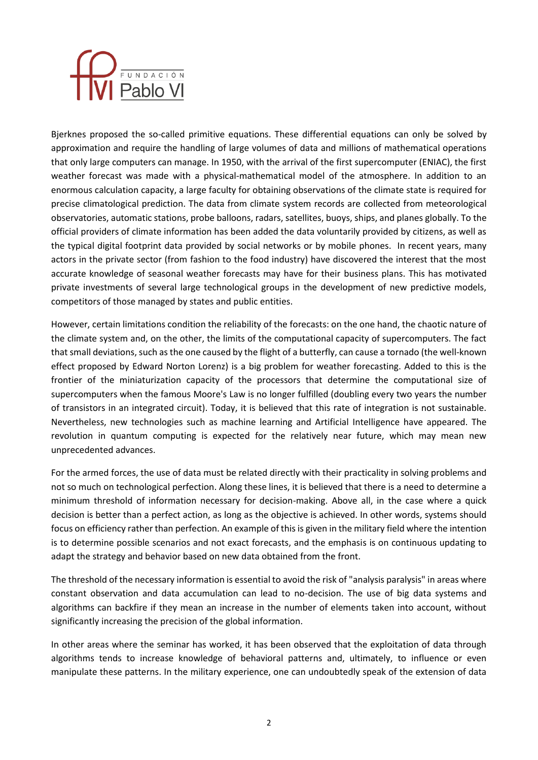Bjerknes proposed the so-called primitive equations. These differential equations can only be solved by approximation and require the handling of large volumes of data and millions of mathematical operations that only large computers can manage. In 1950, with the arrival of the first supercomputer (ENIAC), the first weather forecast was made with a physical-mathematical model of the atmosphere. In addition to an enormous calculation capacity, a large faculty for obtaining observations of the climate state is required for precise climatological prediction. The data from climate system records are collected from meteorological observatories, automatic stations, probe balloons, radars, satellites, buoys, ships, and planes globally. To the official providers of climate information has been added the data voluntarily provided by citizens, as well as the typical digital footprint data provided by social networks or by mobile phones. In recent years, many actors in the private sector (from fashion to the food industry) have discovered the interest that the most accurate knowledge of seasonal weather forecasts may have for their business plans. This has motivated private investments of several large technological groups in the development of new predictive models, competitors of those managed by states and public entities.

However, certain limitations condition the reliability of the forecasts: on the one hand, the chaotic nature of the climate system and, on the other, the limits of the computational capacity of supercomputers. The fact that small deviations, such as the one caused by the flight of a butterfly, can cause a tornado (the well-known effect proposed by Edward Norton Lorenz) is a big problem for weather forecasting. Added to this is the frontier of the miniaturization capacity of the processors that determine the computational size of supercomputers when the famous Moore's Law is no longer fulfilled (doubling every two years the number of transistors in an integrated circuit). Today, it is believed that this rate of integration is not sustainable. Nevertheless, new technologies such as machine learning and Artificial Intelligence have appeared. The revolution in quantum computing is expected for the relatively near future, which may mean new unprecedented advances.

For the armed forces, the use of data must be related directly with their practicality in solving problems and not so much on technological perfection. Along these lines, it is believed that there is a need to determine a minimum threshold of information necessary for decision-making. Above all, in the case where a quick decision is better than a perfect action, as long as the objective is achieved. In other words, systems should focus on efficiency rather than perfection. An example of this is given in the military field where the intention is to determine possible scenarios and not exact forecasts, and the emphasis is on continuous updating to adapt the strategy and behavior based on new data obtained from the front.

The threshold of the necessary information is essential to avoid the risk of "analysis paralysis" in areas where constant observation and data accumulation can lead to no-decision. The use of big data systems and algorithms can backfire if they mean an increase in the number of elements taken into account, without significantly increasing the precision of the global information.

In other areas where the seminar has worked, it has been observed that the exploitation of data through algorithms tends to increase knowledge of behavioral patterns and, ultimately, to influence or even manipulate these patterns. In the military experience, one can undoubtedly speak of the extension of data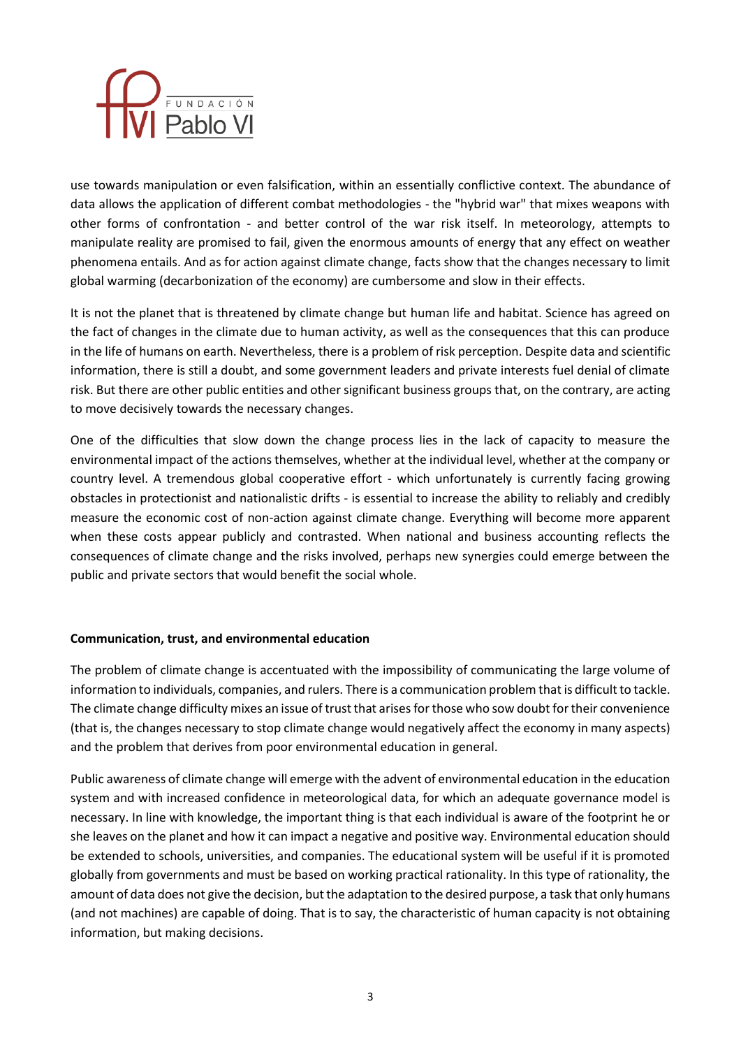use towards manipulation or even falsification, within an essentially conflictive context. The abundance of data allows the application of different combat methodologies - the "hybrid war" that mixes weapons with other forms of confrontation - and better control of the war risk itself. In meteorology, attempts to manipulate reality are promised to fail, given the enormous amounts of energy that any effect on weather phenomena entails. And as for action against climate change, facts show that the changes necessary to limit global warming (decarbonization of the economy) are cumbersome and slow in their effects.

It is not the planet that is threatened by climate change but human life and habitat. Science has agreed on the fact of changes in the climate due to human activity, as well as the consequences that this can produce in the life of humans on earth. Nevertheless, there is a problem of risk perception. Despite data and scientific information, there is still a doubt, and some government leaders and private interests fuel denial of climate risk. But there are other public entities and other significant business groups that, on the contrary, are acting to move decisively towards the necessary changes.

One of the difficulties that slow down the change process lies in the lack of capacity to measure the environmental impact of the actions themselves, whether at the individual level, whether at the company or country level. A tremendous global cooperative effort - which unfortunately is currently facing growing obstacles in protectionist and nationalistic drifts - is essential to increase the ability to reliably and credibly measure the economic cost of non-action against climate change. Everything will become more apparent when these costs appear publicly and contrasted. When national and business accounting reflects the consequences of climate change and the risks involved, perhaps new synergies could emerge between the public and private sectors that would benefit the social whole.

**Communication, trust, and environmental education**

The problem of climate change is accentuated with the impossibility of communicating the large volume of information to individuals, companies, and rulers. There is a communication problem that is difficult to tackle. The climate change difficulty mixes an issue of trust that arises for those who sow doubt for their convenience (that is, the changes necessary to stop climate change would negatively affect the economy in many aspects) and the problem that derives from poor environmental education in general.

Public awareness of climate change will emerge with the advent of environmental education in the education system and with increased confidence in meteorological data, for which an adequate governance model is necessary. In line with knowledge, the important thing is that each individual is aware of the footprint he or she leaves on the planet and how it can impact a negative and positive way. Environmental education should be extended to schools, universities, and companies. The educational system will be useful if it is promoted globally from governments and must be based on working practical rationality. In this type of rationality, the amount of data does not give the decision, but the adaptation to the desired purpose, a task that only humans (and not machines) are capable of doing. That is to say, the characteristic of human capacity is not obtaining information, but making decisions.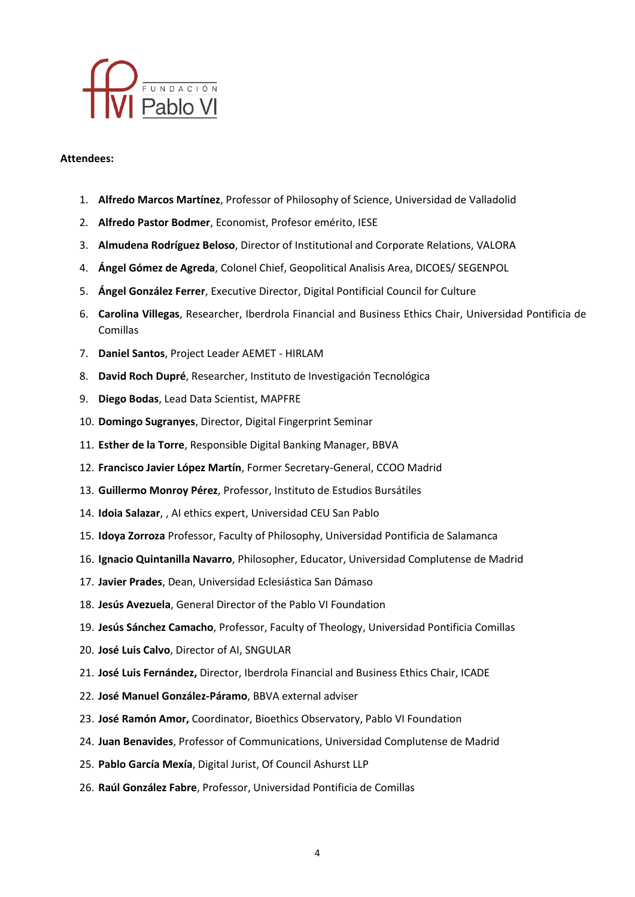**Attendees:**

1. **Alfredo Marcos Martínez**, Professor of Philosophy of Science, Universidad de Valladolid
2. **Alfredo Pastor Bodmer**, Economist, Profesor emérito, IESE
3. **Almudena Rodríguez Beloso**, Director of Institutional and Corporate Relations, VALORA
4. **Ángel Gómez de Agreda**, Colonel Chief, Geopolitical Analisis Area, DICOES/ SEGENPOL
5. **Ángel González Ferrer**, Executive Director, Digital Pontificial Council for Culture
6. **Carolina Villegas**, Researcher, Iberdrola Financial and Business Ethics Chair, Universidad Pontificia de Comillas
7. **Daniel Santos**, Project Leader AEMET - HIRLAM
8. **David Roch Dupré**, Researcher, Instituto de Investigación Tecnológica
9. **Diego Bodas**, Lead Data Scientist, MAPFRE
10. **Domingo Sugranyes**, Director, Digital Fingerprint Seminar
11. **Esther de la Torre**, Responsible Digital Banking Manager, BBVA
12. **Francisco Javier López Martín**, Former Secretary-General, CCOO Madrid
13. **Guillermo Monroy Pérez**, Professor, Instituto de Estudios Bursátiles
14. **Idoia Salazar**, , AI ethics expert, Universidad CEU San Pablo
15. **Idoya Zorroza** Professor, Faculty of Philosophy, Universidad Pontificia de Salamanca
16. **Ignacio Quintanilla Navarro**, Philosopher, Educator, Universidad Complutense de Madrid
17. **Javier Prades**, Dean, Universidad Eclesiástica San Dámaso
18. **Jesús Avezuela**, General Director of the Pablo VI Foundation
19. **Jesús Sánchez Camacho**, Professor, Faculty of Theology, Universidad Pontificia Comillas
20. **José Luis Calvo**, Director of AI, SNGULAR
21. **José Luis Fernández,** Director, Iberdrola Financial and Business Ethics Chair, ICADE
22. **José Manuel González-Páramo**, BBVA external adviser
23. **José Ramón Amor,** Coordinator, Bioethics Observatory, Pablo VI Foundation
24. **Juan Benavides**, Professor of Communications, Universidad Complutense de Madrid
25. **Pablo García Mexía**, Digital Jurist, Of Council Ashurst LLP
26. **Raúl González Fabre**, Professor, Universidad Pontificia de Comillas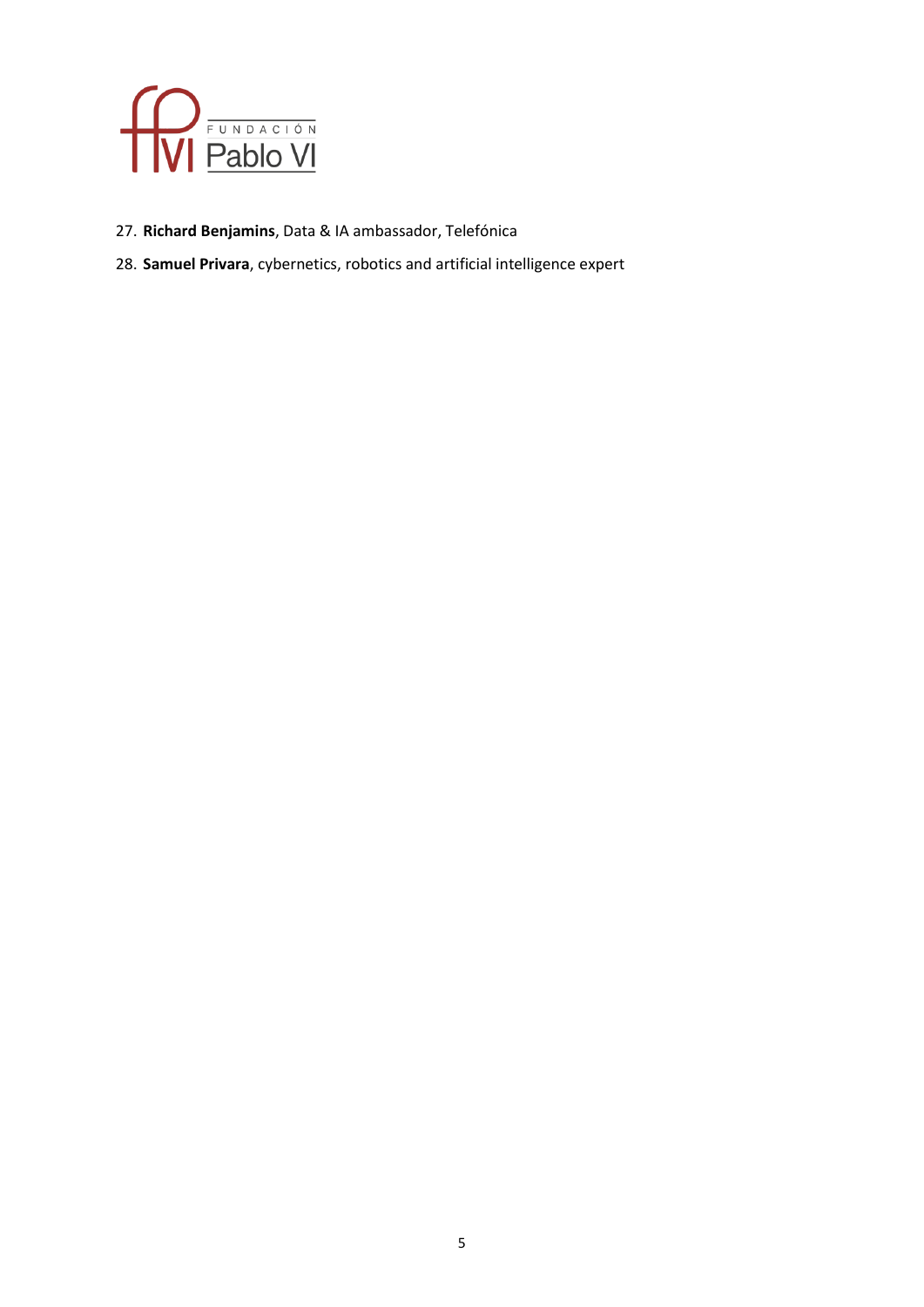27. **Richard Benjamins**, Data & IA ambassador, Telefónica
28. **Samuel Privara**, cybernetics, robotics and artificial intelligence expert